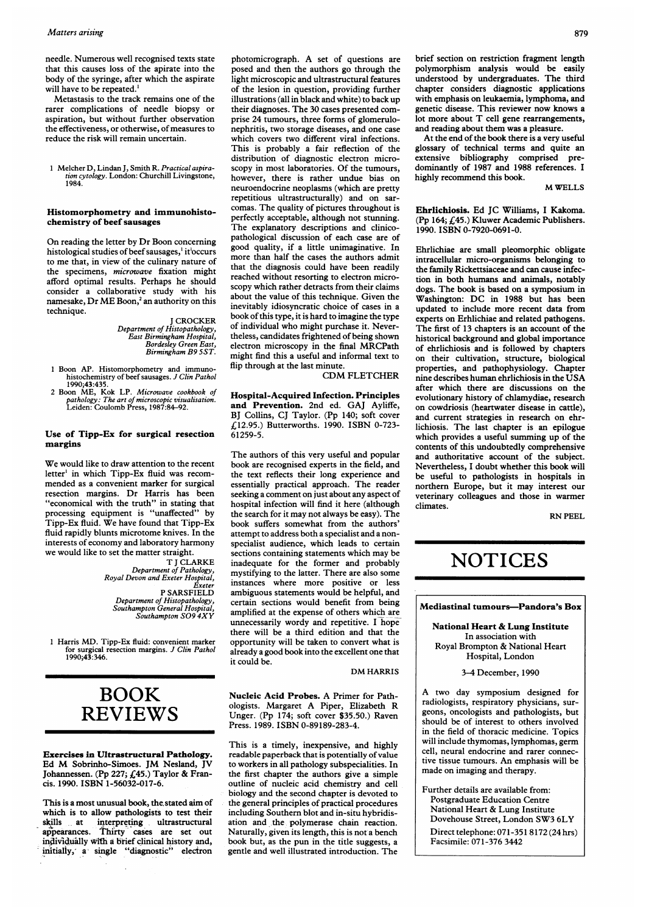needle. Numerous well recognised texts state that this causes loss of the apirate into the body of the syringe, after which the aspirate will have to be repeated.[1]

Metastasis to the track remains one of the rarer complications of needle biopsy or aspiration, but without further observation the effectiveness, or otherwise, of measures to reduce the risk will remain uncertain.

1 Melcher D, Lindan J, Smith R. *Practical aspiration cytology*. London: Churchill Livingstone, 1984.

### Histomorphometry and immunohistochemistry of beef sausages

On reading the letter by Dr Boon concerning histological studies of beef sausages,[1] it occurs to me that, in view of the culinary nature of the specimens, *microwave* fixation might afford optimal results. Perhaps he should consider a collaborative study with his namesake, Dr ME Boon,[2] an authority on this technique.

J CROCKER
*Department of Histopathology, East Birmingham Hospital, Bordesley Green East, Birmingham B9 5ST.*

1 Boon AP. Histomorphometry and immunohistochemistry of beef sausages. *J Clin Pathol* 1990;43:435.
2 Boon ME, Kok LP. *Microwave cookbook of pathology: The art of microscopic visualisation*. Leiden: Coulomb Press, 1987:84–92.

### Use of Tipp-Ex for surgical resection margins

We would like to draw attention to the recent letter[1] in which Tipp-Ex fluid was recommended as a convenient marker for surgical resection margins. Dr Harris has been "economical with the truth" in stating that processing equipment is "unaffected" by Tipp-Ex fluid. We have found that Tipp-Ex fluid rapidly blunts microtome knives. In the interests of economy and laboratory harmony we would like to set the matter straight.

T J CLARKE
*Department of Pathology, Royal Devon and Exeter Hospital, Exeter*
P SARSFIELD
*Department of Histopathology, Southampton General Hospital, Southampton SO9 4XY*

1 Harris MD. Tipp-Ex fluid: convenient marker for surgical resection margins. *J Clin Pathol* 1990;43:346.

# BOOK REVIEWS

**Exercises in Ultrastructural Pathology.** Ed M Sobrinho-Simoes. JM Nesland, JV Johannessen. (Pp 227; £45.) Taylor & Francis. 1990. ISBN 1-56032-017-6.

This is a most unusual book, the stated aim of which is to allow pathologists to test their skills at interpreting ultrastructural appearances. Thirty cases are set out individually with a brief clinical history and, initially, a single "diagnostic" electron photomicrograph. A set of questions are posed and then the authors go through the light microscopic and ultrastructural features of the lesion in question, providing further illustrations (all in black and white) to back up their diagnoses. The 30 cases presented comprise 24 tumours, three forms of glomerulonephritis, two storage diseases, and one case which covers two different viral infections. This is probably a fair reflection of the distribution of diagnostic electron microscopy in most laboratories. Of the tumours, however, there is rather undue bias on neuroendocrine neoplasms (which are pretty repetitious ultrastructurally) and on sarcomas. The quality of pictures throughout is perfectly acceptable, although not stunning. The explanatory descriptions and clinicopathological discussion of each case are of good quality, if a little unimaginative. In more than half the cases the authors admit that the diagnosis could have been readily reached without resorting to electron microscopy which rather detracts from their claims about the value of this technique. Given the inevitably idiosyncratic choice of cases in a book of this type, it is hard to imagine the type of individual who might purchase it. Nevertheless, candidates frightened of being shown electron microscopy in the final MRCPath might find this a useful and informal text to flip through at the last minute.

CDM FLETCHER

**Hospital-Acquired Infection. Principles and Prevention.** 2nd ed. GAJ Ayliffe, BJ Collins, CJ Taylor. (Pp 140; soft cover £12.95.) Butterworths. 1990. ISBN 0-723-61259-5.

The authors of this very useful and popular book are recognised experts in the field, and the text reflects their long experience and essentially practical approach. The reader seeking a comment on just about any aspect of hospital infection will find it here (although the search for it may not always be easy). The book suffers somewhat from the authors' attempt to address both a specialist and a non-specialist audience, which leads to certain sections containing statements which may be inadequate for the former and probably mystifying to the latter. There are also some instances where more positive or less ambiguous statements would be helpful, and certain sections would benefit from being amplified at the expense of others which are unnecessarily wordy and repetitive. I hope there will be a third edition and that the opportunity will be taken to convert what is already a good book into the excellent one that it could be.

DM HARRIS

**Nucleic Acid Probes.** A Primer for Pathologists. Margaret A Piper, Elizabeth R Unger. (Pp 174; soft cover $35.50.) Raven Press. 1989. ISBN 0-89189-283-4.

This is a timely, inexpensive, and highly readable paperback that is potentially of value to workers in all pathology subspecialities. In the first chapter the authors give a simple outline of nucleic acid chemistry and cell biology and the second chapter is devoted to the general principles of practical procedures including Southern blot and in-situ hybridisation and the polymerase chain reaction. Naturally, given its length, this is not a bench book but, as the pun in the title suggests, a gentle and well illustrated introduction. The brief section on restriction fragment length polymorphism analysis would be easily understood by undergraduates. The third chapter considers diagnostic applications with emphasis on leukaemia, lymphoma, and genetic disease. This reviewer now knows a lot more about T cell gene rearrangements, and reading about them was a pleasure.

At the end of the book there is a very useful glossary of technical terms and quite an extensive bibliography comprised predominantly of 1987 and 1988 references. I highly recommend this book.

M WELLS

**Ehrlichiosis.** Ed JC Williams, I Kakoma. (Pp 164; £45.) Kluwer Academic Publishers. 1990. ISBN 0-7920-0691-0.

Ehrlichiae are small pleomorphic obligate intracellular micro-organisms belonging to the family Rickettsiaceae and can cause infection in both humans and animals, notably dogs. The book is based on a symposium in Washington: DC in 1988 but has been updated to include more recent data from experts on Erhlichiae and related pathogens. The first of 13 chapters is an account of the historical background and global importance of ehrlichiosis and is followed by chapters on their cultivation, structure, biological properties, and pathophysiology. Chapter nine describes human ehrlichiosis in the USA after which there are discussions on the evolutionary history of chlamydiae, research on cowdriosis (heartwater disease in cattle), and current strategies in research on ehrlichiosis. The last chapter is an epilogue which provides a useful summing up of the contents of this undoubtedly comprehensive and authoritative account of the subject. Nevertheless, I doubt whether this book will be useful to pathologists in hospitals in northern Europe, but it may interest our veterinary colleagues and those in warmer climates.

RN PEEL

# NOTICES

### Mediastinal tumours—Pandora's Box

**National Heart & Lung Institute**
In association with
Royal Brompton & National Heart Hospital, London

3–4 December, 1990

A two day symposium designed for radiologists, respiratory physicians, surgeons, oncologists and pathologists, but should be of interest to others involved in the field of thoracic medicine. Topics will include thymomas, lymphomas, germ cell, neural endocrine and rarer connective tissue tumours. An emphasis will be made on imaging and therapy.

Further details are available from:
Postgraduate Education Centre
National Heart & Lung Institute
Dovehouse Street, London SW3 6LY

Direct telephone: 071-351 8172 (24 hrs)
Facsimile: 071-376 3442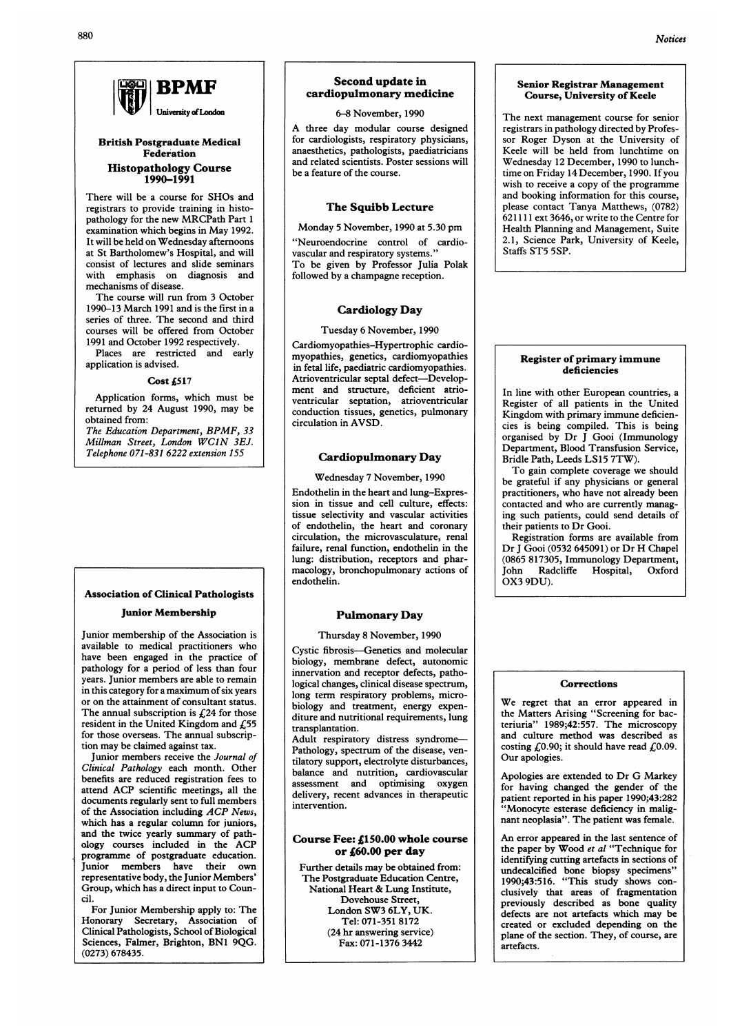## BPMF

University of London

### British Postgraduate Medical Federation

### Histopathology Course 1990–1991

There will be a course for SHOs and registrars to provide training in histopathology for the new MRCPath Part 1 examination which begins in May 1992. It will be held on Wednesday afternoons at St Bartholomew's Hospital, and will consist of lectures and slide seminars with emphasis on diagnosis and mechanisms of disease.

The course will run from 3 October 1990–13 March 1991 and is the first in a series of three. The second and third courses will be offered from October 1991 and October 1992 respectively.

Places are restricted and early application is advised.

**Cost £517**

Application forms, which must be returned by 24 August 1990, may be obtained from:

*The Education Department, BPMF, 33 Millman Street, London WC1N 3EJ. Telephone 071-831 6222 extension 155*

### Association of Clinical Pathologists

**Junior Membership**

Junior membership of the Association is available to medical practitioners who have been engaged in the practice of pathology for a period of less than four years. Junior members are able to remain in this category for a maximum of six years or on the attainment of consultant status. The annual subscription is £24 for those resident in the United Kingdom and £55 for those overseas. The annual subscription may be claimed against tax.

Junior members receive the *Journal of Clinical Pathology* each month. Other benefits are reduced registration fees to attend ACP scientific meetings, all the documents regularly sent to full members of the Association including *ACP News*, which has a regular column for juniors, and the twice yearly summary of pathology courses included in the ACP programme of postgraduate education. Junior members have their own representative body, the Junior Members' Group, which has a direct input to Council.

For Junior Membership apply to: The Honorary Secretary, Association of Clinical Pathologists, School of Biological Sciences, Falmer, Brighton, BN1 9QG. (0273) 678435.

### Second update in cardiopulmonary medicine

6–8 November, 1990

A three day modular course designed for cardiologists, respiratory physicians, anaesthetics, pathologists, paediatricians and related scientists. Poster sessions will be a feature of the course.

### The Squibb Lecture

Monday 5 November, 1990 at 5.30 pm

"Neuroendocrine control of cardiovascular and respiratory systems."
To be given by Professor Julia Polak followed by a champagne reception.

### Cardiology Day

Tuesday 6 November, 1990

Cardiomyopathies–Hypertrophic cardiomyopathies, genetics, cardiomyopathies in fetal life, paediatric cardiomyopathies. Atrioventricular septal defect—Development and structure, deficient atrioventricular septation, atrioventricular conduction tissues, genetics, pulmonary circulation in AVSD.

### Cardiopulmonary Day

Wednesday 7 November, 1990

Endothelin in the heart and lung–Expression in tissue and cell culture, effects: tissue selectivity and vascular activities of endothelin, the heart and coronary circulation, the microvasculature, renal failure, renal function, endothelin in the lung: distribution, receptors and pharmacology, bronchopulmonary actions of endothelin.

### Pulmonary Day

Thursday 8 November, 1990

Cystic fibrosis—Genetics and molecular biology, membrane defect, autonomic innervation and receptor defects, pathological changes, clinical disease spectrum, long term respiratory problems, microbiology and treatment, energy expenditure and nutritional requirements, lung transplantation.

Adult respiratory distress syndrome—Pathology, spectrum of the disease, ventilatory support, electrolyte disturbances, balance and nutrition, cardiovascular assessment and optimising oxygen delivery, recent advances in therapeutic intervention.

### Course Fee: £150.00 whole course or £60.00 per day

Further details may be obtained from:
The Postgraduate Education Centre,
National Heart & Lung Institute,
Dovehouse Street,
London SW3 6LY, UK.
Tel: 071-351 8172
(24 hr answering service)
Fax: 071-1376 3442

### Senior Registrar Management Course, University of Keele

The next management course for senior registrars in pathology directed by Professor Roger Dyson at the University of Keele will be held from lunchtime on Wednesday 12 December, 1990 to lunchtime on Friday 14 December, 1990. If you wish to receive a copy of the programme and booking information for this course, please contact Tanya Matthews, (0782) 621111 ext 3646, or write to the Centre for Health Planning and Management, Suite 2.1, Science Park, University of Keele, Staffs ST5 5SP.

### Register of primary immune deficiencies

In line with other European countries, a Register of all patients in the United Kingdom with primary immune deficiencies is being compiled. This is being organised by Dr J Gooi (Immunology Department, Blood Transfusion Service, Bridle Path, Leeds LS15 7TW).

To gain complete coverage we should be grateful if any physicians or general practitioners, who have not already been contacted and who are currently managing such patients, could send details of their patients to Dr Gooi.

Registration forms are available from Dr J Gooi (0532 645091) or Dr H Chapel (0865 817305, Immunology Department, John Radcliffe Hospital, Oxford OX3 9DU).

### Corrections

We regret that an error appeared in the Matters Arising "Screening for bacteriuria" 1989;42:557. The microscopy and culture method was described as costing £0.90; it should have read £0.09. Our apologies.

Apologies are extended to Dr G Markey for having changed the gender of the patient reported in his paper 1990;43:282 "Monocyte esterase deficiency in malignant neoplasia". The patient was female.

An error appeared in the last sentence of the paper by Wood *et al* "Technique for identifying cutting artefacts in sections of undecalcified bone biopsy specimens" 1990;43:516. "This study shows conclusively that areas of fragmentation previously described as bone quality defects are not artefacts which may be created or excluded depending on the plane of the section. They, of course, are artefacts.